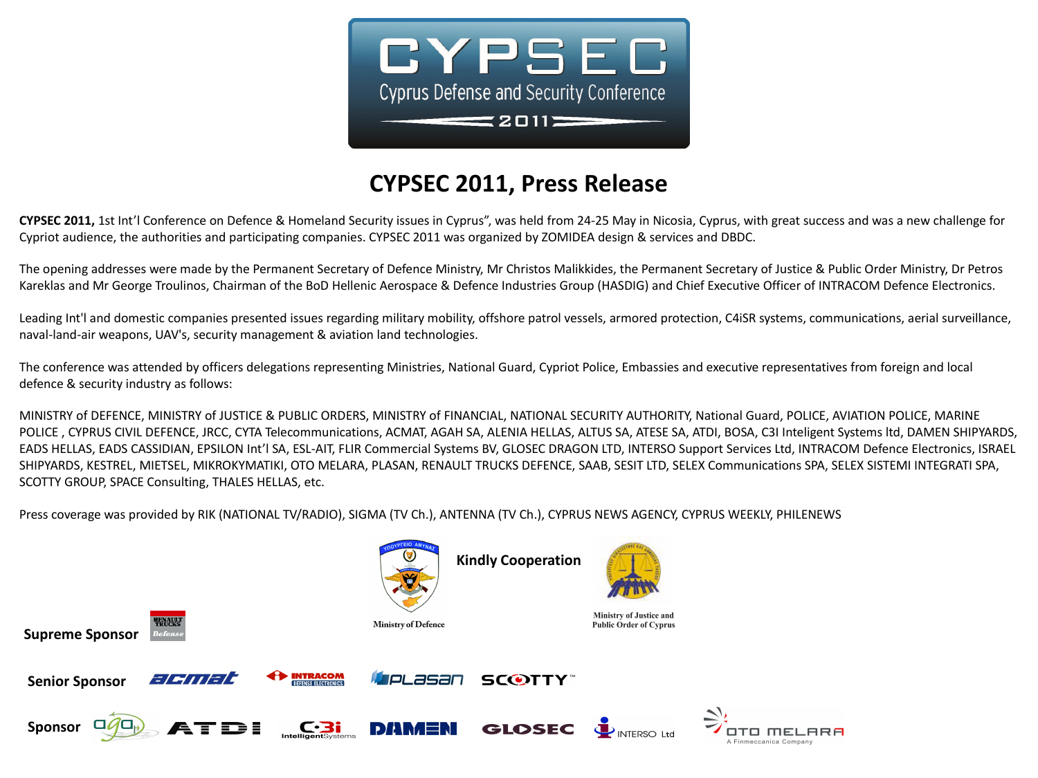# CYPSEC

Cyprus Defense and Security Conference

2011

## CYPSEC 2011, Press Release

**CYPSEC 2011,** 1st Int'l Conference on Defence & Homeland Security issues in Cyprus", was held from 24-25 May in Nicosia, Cyprus, with great success and was a new challenge for Cypriot audience, the authorities and participating companies. CYPSEC 2011 was organized by ZOMIDEA design & services and DBDC.

The opening addresses were made by the Permanent Secretary of Defence Ministry, Mr Christos Malikkides, the Permanent Secretary of Justice & Public Order Ministry, Dr Petros Kareklas and Mr George Troulinos, Chairman of the BoD Hellenic Aerospace & Defence Industries Group (HASDIG) and Chief Executive Officer of INTRACOM Defence Electronics.

Leading Int'l and domestic companies presented issues regarding military mobility, offshore patrol vessels, armored protection, C4iSR systems, communications, aerial surveillance, naval-land-air weapons, UAV's, security management & aviation land technologies.

The conference was attended by officers delegations representing Ministries, National Guard, Cypriot Police, Embassies and executive representatives from foreign and local defence & security industry as follows:

MINISTRY of DEFENCE, MINISTRY of JUSTICE & PUBLIC ORDERS, MINISTRY of FINANCIAL, NATIONAL SECURITY AUTHORITY, National Guard, POLICE, AVIATION POLICE, MARINE POLICE , CYPRUS CIVIL DEFENCE, JRCC, CYTA Telecommunications, ACMAT, AGAH SA, ALENIA HELLAS, ALTUS SA, ATESE SA, ATDI, BOSA, C3I Inteligent Systems ltd, DAMEN SHIPYARDS, EADS HELLAS, EADS CASSIDIAN, EPSILON Int'l SA, ESL-AIT, FLIR Commercial Systems BV, GLOSEC DRAGON LTD, INTERSO Support Services Ltd, INTRACOM Defence Electronics, ISRAEL SHIPYARDS, KESTREL, MIETSEL, MIKROKYMATIKI, OTO MELARA, PLASAN, RENAULT TRUCKS DEFENCE, SAAB, SESIT LTD, SELEX Communications SPA, SELEX SISTEMI INTEGRATI SPA, SCOTTY GROUP, SPACE Consulting, THALES HELLAS, etc.

Press coverage was provided by RIK (NATIONAL TV/RADIO), SIGMA (TV Ch.), ANTENNA (TV Ch.), CYPRUS NEWS AGENCY, CYPRUS WEEKLY, PHILENEWS

**Kindly Cooperation**

Ministry of Defence

Ministry of Justice and Public Order of Cyprus

**Supreme Sponsor** RENAULT TRUCKS Defense

**Senior Sponsor** acmat, INTRACOM DEFENSE ELECTRONICS, PLASAN, SCOTTY

**Sponsor** agah, ATDI, C3i Intelligent Systems, DAMEN, GLOSEC, INTERSO Ltd, OTO MELARA A Finmeccanica Company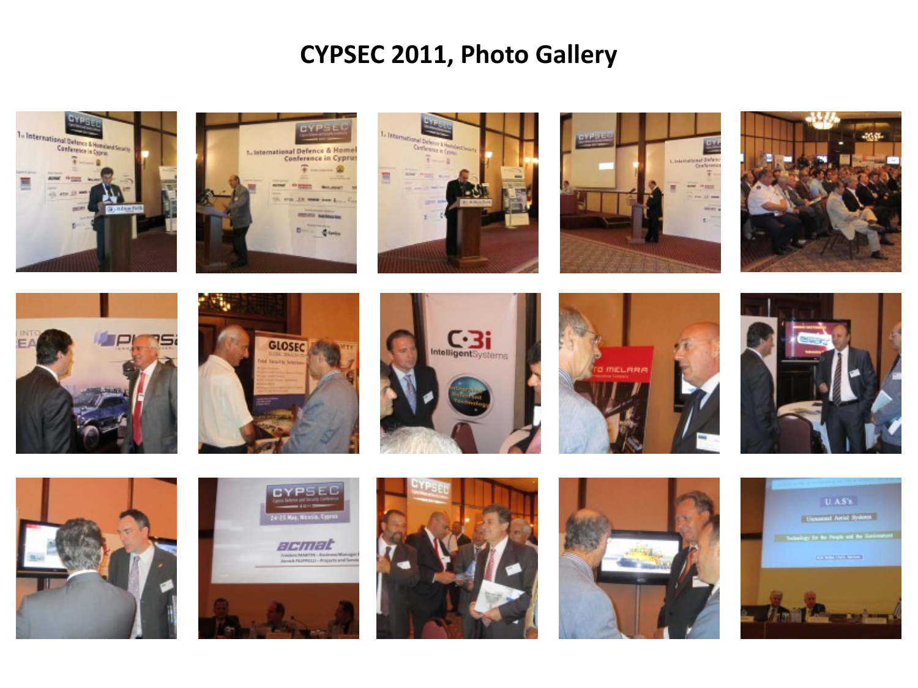# CYPSEC 2011, Photo Gallery